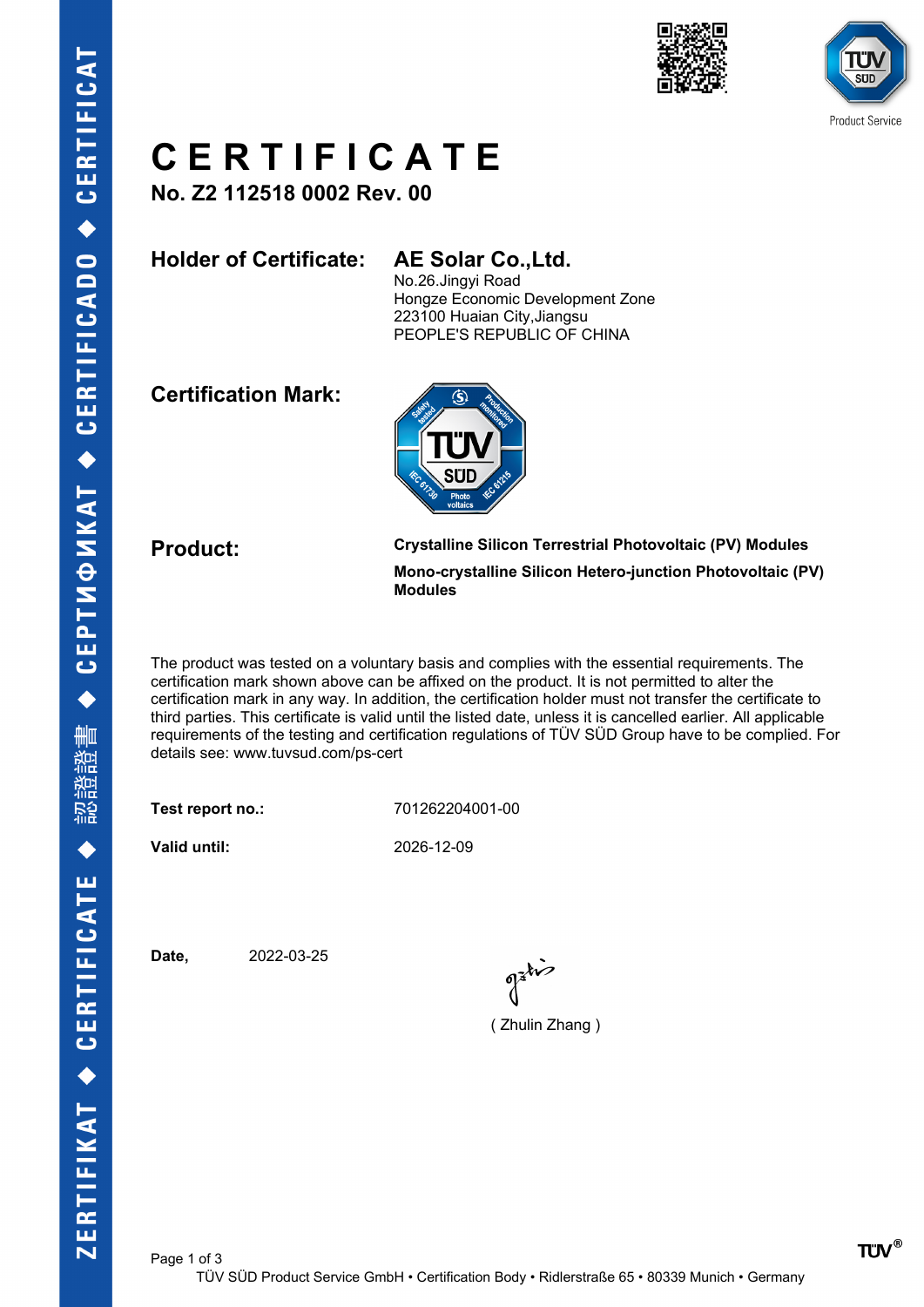# CERTIFICATE

**No. Z2 112518 0002 Rev. 00**

**Holder of Certificate:** **AE Solar Co.,Ltd.**
No.26.Jingyi Road
Hongze Economic Development Zone
223100 Huaian City,Jiangsu
PEOPLE'S REPUBLIC OF CHINA

**Certification Mark:**

**Product:** **Crystalline Silicon Terrestrial Photovoltaic (PV) Modules**

**Mono-crystalline Silicon Hetero-junction Photovoltaic (PV) Modules**

The product was tested on a voluntary basis and complies with the essential requirements. The certification mark shown above can be affixed on the product. It is not permitted to alter the certification mark in any way. In addition, the certification holder must not transfer the certificate to third parties. This certificate is valid until the listed date, unless it is cancelled earlier. All applicable requirements of the testing and certification regulations of TÜV SÜD Group have to be complied. For details see: www.tuvsud.com/ps-cert

**Test report no.:** 701262204001-00

**Valid until:** 2026-12-09

**Date,** 2022-03-25

( Zhulin Zhang )

TÜV SÜD Product Service GmbH • Certification Body • Ridlerstraße 65 • 80339 Munich • Germany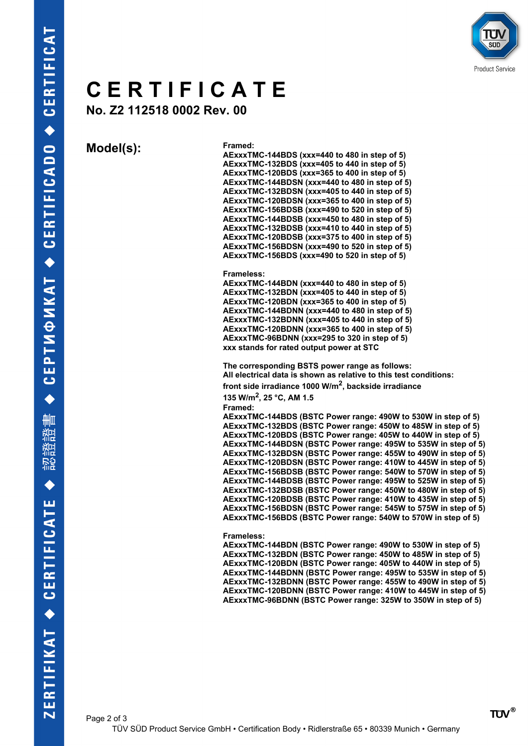# CERTIFICATE

**No. Z2 112518 0002 Rev. 00**

**Model(s):**

**Framed:**
**AExxxTMC-144BDS (xxx=440 to 480 in step of 5)**
**AExxxTMC-132BDS (xxx=405 to 440 in step of 5)**
**AExxxTMC-120BDS (xxx=365 to 400 in step of 5)**
**AExxxTMC-144BDSN (xxx=440 to 480 in step of 5)**
**AExxxTMC-132BDSN (xxx=405 to 440 in step of 5)**
**AExxxTMC-120BDSN (xxx=365 to 400 in step of 5)**
**AExxxTMC-156BDSB (xxx=490 to 520 in step of 5)**
**AExxxTMC-144BDSB (xxx=450 to 480 in step of 5)**
**AExxxTMC-132BDSB (xxx=410 to 440 in step of 5)**
**AExxxTMC-120BDSB (xxx=375 to 400 in step of 5)**
**AExxxTMC-156BDSN (xxx=490 to 520 in step of 5)**
**AExxxTMC-156BDS (xxx=490 to 520 in step of 5)**

**Frameless:**
**AExxxTMC-144BDN (xxx=440 to 480 in step of 5)**
**AExxxTMC-132BDN (xxx=405 to 440 in step of 5)**
**AExxxTMC-120BDN (xxx=365 to 400 in step of 5)**
**AExxxTMC-144BDNN (xxx=440 to 480 in step of 5)**
**AExxxTMC-132BDNN (xxx=405 to 440 in step of 5)**
**AExxxTMC-120BDNN (xxx=365 to 400 in step of 5)**
**AExxxTMC-96BDNN (xxx=295 to 320 in step of 5)**
**xxx stands for rated output power at STC**

**The corresponding BSTS power range as follows:**
**All electrical data is shown as relative to this test conditions:**
**front side irradiance 1000 W/m$^2$, backside irradiance 135 W/m$^2$, 25 °C, AM 1.5**

**Framed:**
**AExxxTMC-144BDS (BSTC Power range: 490W to 530W in step of 5)**
**AExxxTMC-132BDS (BSTC Power range: 450W to 485W in step of 5)**
**AExxxTMC-120BDS (BSTC Power range: 405W to 440W in step of 5)**
**AExxxTMC-144BDSN (BSTC Power range: 495W to 535W in step of 5)**
**AExxxTMC-132BDSN (BSTC Power range: 455W to 490W in step of 5)**
**AExxxTMC-120BDSN (BSTC Power range: 410W to 445W in step of 5)**
**AExxxTMC-156BDSB (BSTC Power range: 540W to 570W in step of 5)**
**AExxxTMC-144BDSB (BSTC Power range: 495W to 525W in step of 5)**
**AExxxTMC-132BDSB (BSTC Power range: 450W to 480W in step of 5)**
**AExxxTMC-120BDSB (BSTC Power range: 410W to 435W in step of 5)**
**AExxxTMC-156BDSN (BSTC Power range: 545W to 575W in step of 5)**
**AExxxTMC-156BDS (BSTC Power range: 540W to 570W in step of 5)**

**Frameless:**
**AExxxTMC-144BDN (BSTC Power range: 490W to 530W in step of 5)**
**AExxxTMC-132BDN (BSTC Power range: 450W to 485W in step of 5)**
**AExxxTMC-120BDN (BSTC Power range: 405W to 440W in step of 5)**
**AExxxTMC-144BDNN (BSTC Power range: 495W to 535W in step of 5)**
**AExxxTMC-132BDNN (BSTC Power range: 455W to 490W in step of 5)**
**AExxxTMC-120BDNN (BSTC Power range: 410W to 445W in step of 5)**
**AExxxTMC-96BDNN (BSTC Power range: 325W to 350W in step of 5)**

TÜV SÜD Product Service GmbH • Certification Body • Ridlerstraße 65 • 80339 Munich • Germany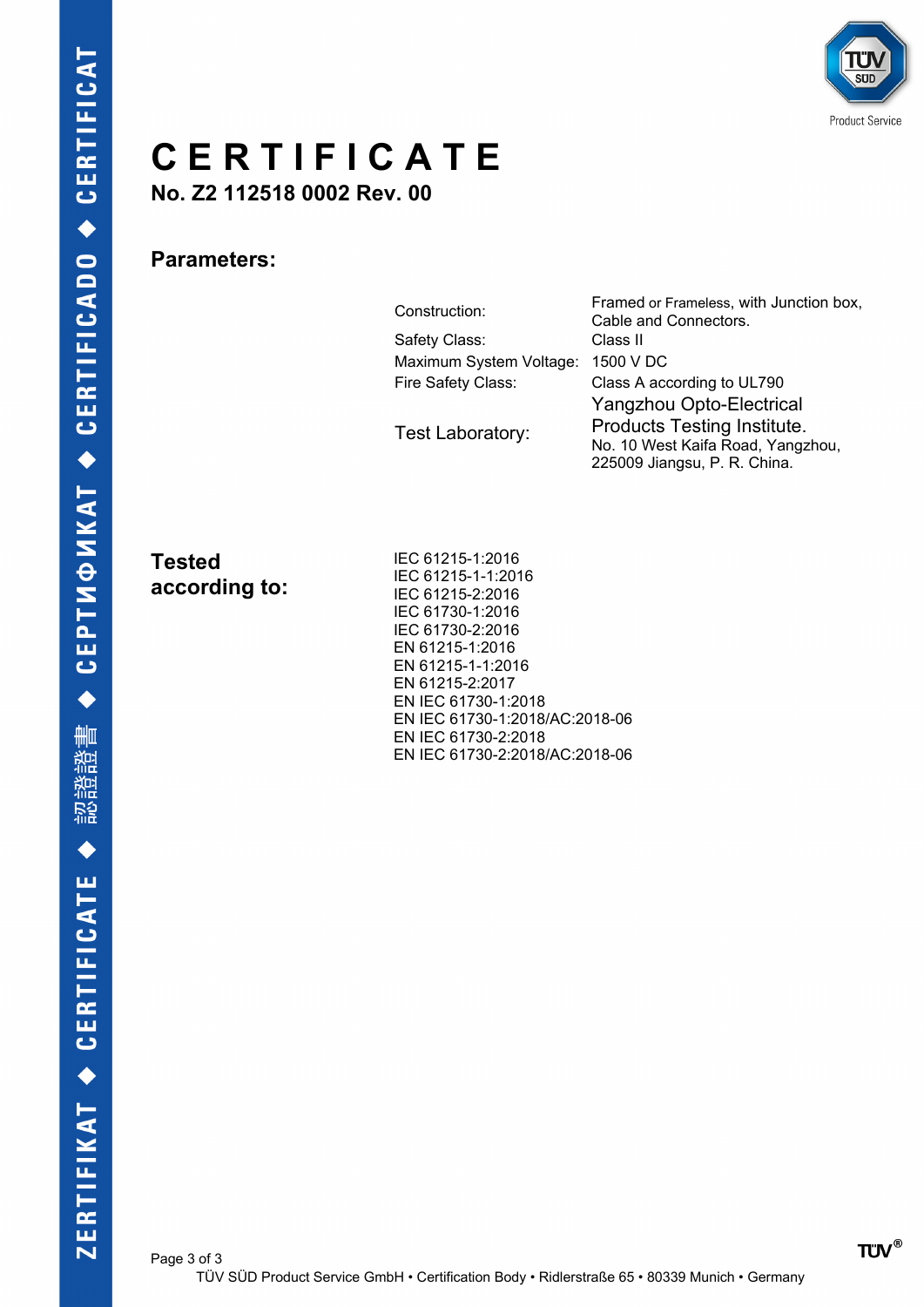# CERTIFICATE

**No. Z2 112518 0002 Rev. 00**

## Parameters:

| | |
|---|---|
| Construction: | Framed or Frameless, with Junction box, Cable and Connectors. |
| Safety Class: | Class II |
| Maximum System Voltage: | 1500 V DC |
| Fire Safety Class: | Class A according to UL790 |
| Test Laboratory: | Yangzhou Opto-Electrical Products Testing Institute. No. 10 West Kaifa Road, Yangzhou, 225009 Jiangsu, P. R. China. |

## Tested according to:

IEC 61215-1:2016
IEC 61215-1-1:2016
IEC 61215-2:2016
IEC 61730-1:2016
IEC 61730-2:2016
EN 61215-1:2016
EN 61215-1-1:2016
EN 61215-2:2017
EN IEC 61730-1:2018
EN IEC 61730-1:2018/AC:2018-06
EN IEC 61730-2:2018
EN IEC 61730-2:2018/AC:2018-06

TÜV SÜD Product Service GmbH • Certification Body • Ridlerstraße 65 • 80339 Munich • Germany